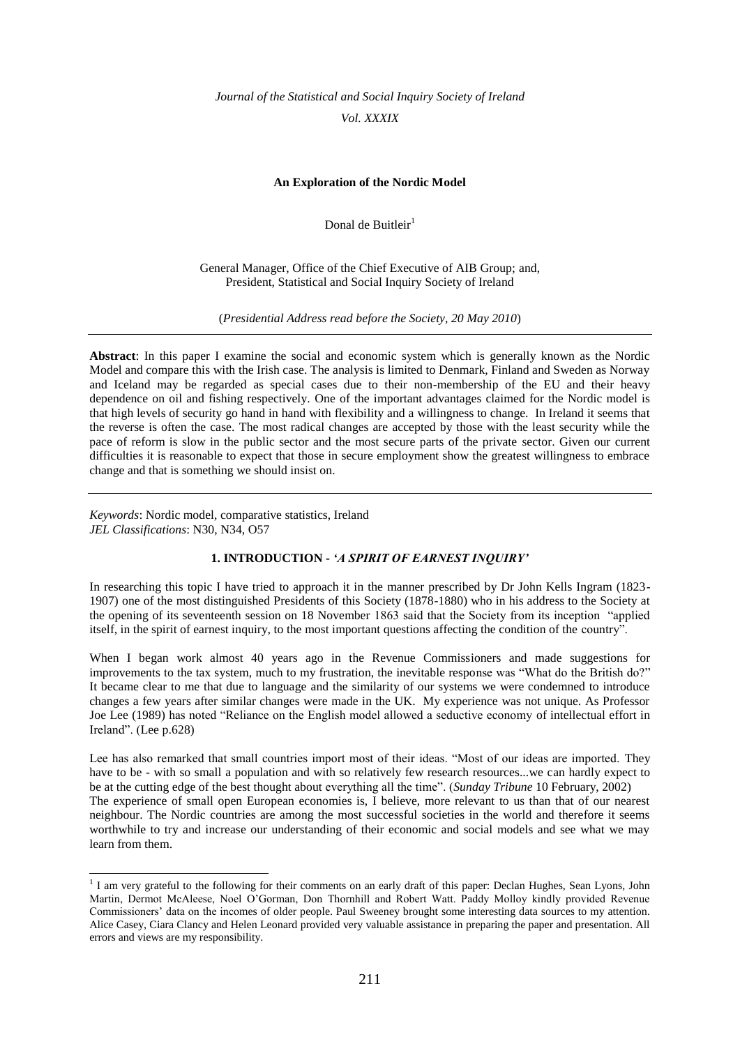*Journal of the Statistical and Social Inquiry Society of Ireland*

*Vol. XXXIX*

# An Exploration of the Nordic Model

Donal de Buitleir[1]

General Manager, Office of the Chief Executive of AIB Group; and,
President, Statistical and Social Inquiry Society of Ireland

(*Presidential Address read before the Society, 20 May 2010*)

---

**Abstract**: In this paper I examine the social and economic system which is generally known as the Nordic Model and compare this with the Irish case. The analysis is limited to Denmark, Finland and Sweden as Norway and Iceland may be regarded as special cases due to their non-membership of the EU and their heavy dependence on oil and fishing respectively. One of the important advantages claimed for the Nordic model is that high levels of security go hand in hand with flexibility and a willingness to change. In Ireland it seems that the reverse is often the case. The most radical changes are accepted by those with the least security while the pace of reform is slow in the public sector and the most secure parts of the private sector. Given our current difficulties it is reasonable to expect that those in secure employment show the greatest willingness to embrace change and that is something we should insist on.

---

*Keywords*: Nordic model, comparative statistics, Ireland
*JEL Classifications*: N30, N34, O57

## 1. INTRODUCTION - *'A SPIRIT OF EARNEST INQUIRY'*

In researching this topic I have tried to approach it in the manner prescribed by Dr John Kells Ingram (1823-1907) one of the most distinguished Presidents of this Society (1878-1880) who in his address to the Society at the opening of its seventeenth session on 18 November 1863 said that the Society from its inception "applied itself, in the spirit of earnest inquiry, to the most important questions affecting the condition of the country".

When I began work almost 40 years ago in the Revenue Commissioners and made suggestions for improvements to the tax system, much to my frustration, the inevitable response was "What do the British do?" It became clear to me that due to language and the similarity of our systems we were condemned to introduce changes a few years after similar changes were made in the UK. My experience was not unique. As Professor Joe Lee (1989) has noted "Reliance on the English model allowed a seductive economy of intellectual effort in Ireland". (Lee p.628)

Lee has also remarked that small countries import most of their ideas. "Most of our ideas are imported. They have to be - with so small a population and with so relatively few research resources...we can hardly expect to be at the cutting edge of the best thought about everything all the time". (*Sunday Tribune* 10 February, 2002)

The experience of small open European economies is, I believe, more relevant to us than that of our nearest neighbour. The Nordic countries are among the most successful societies in the world and therefore it seems worthwhile to try and increase our understanding of their economic and social models and see what we may learn from them.

---

[1] I am very grateful to the following for their comments on an early draft of this paper: Declan Hughes, Sean Lyons, John Martin, Dermot McAleese, Noel O'Gorman, Don Thornhill and Robert Watt. Paddy Molloy kindly provided Revenue Commissioners' data on the incomes of older people. Paul Sweeney brought some interesting data sources to my attention. Alice Casey, Ciara Clancy and Helen Leonard provided very valuable assistance in preparing the paper and presentation. All errors and views are my responsibility.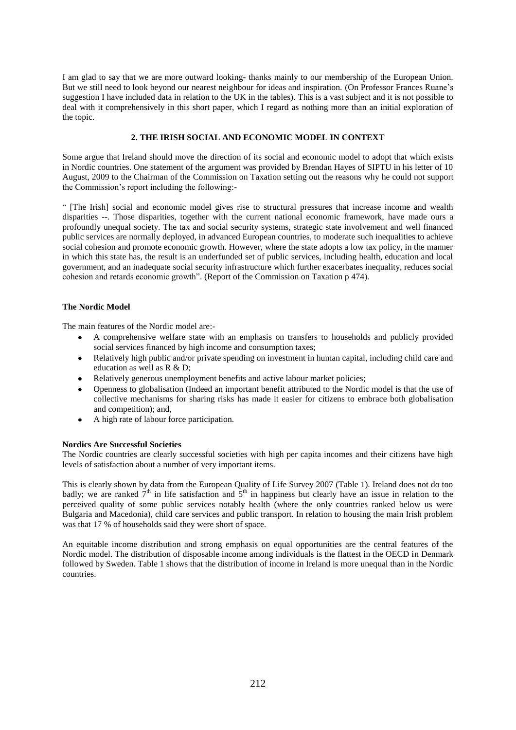I am glad to say that we are more outward looking- thanks mainly to our membership of the European Union. But we still need to look beyond our nearest neighbour for ideas and inspiration. (On Professor Frances Ruane's suggestion I have included data in relation to the UK in the tables). This is a vast subject and it is not possible to deal with it comprehensively in this short paper, which I regard as nothing more than an initial exploration of the topic.

## 2. THE IRISH SOCIAL AND ECONOMIC MODEL IN CONTEXT

Some argue that Ireland should move the direction of its social and economic model to adopt that which exists in Nordic countries. One statement of the argument was provided by Brendan Hayes of SIPTU in his letter of 10 August, 2009 to the Chairman of the Commission on Taxation setting out the reasons why he could not support the Commission's report including the following:-

" [The Irish] social and economic model gives rise to structural pressures that increase income and wealth disparities --. Those disparities, together with the current national economic framework, have made ours a profoundly unequal society. The tax and social security systems, strategic state involvement and well financed public services are normally deployed, in advanced European countries, to moderate such inequalities to achieve social cohesion and promote economic growth. However, where the state adopts a low tax policy, in the manner in which this state has, the result is an underfunded set of public services, including health, education and local government, and an inadequate social security infrastructure which further exacerbates inequality, reduces social cohesion and retards economic growth". (Report of the Commission on Taxation p 474).

### The Nordic Model

The main features of the Nordic model are:-

- A comprehensive welfare state with an emphasis on transfers to households and publicly provided social services financed by high income and consumption taxes;
- Relatively high public and/or private spending on investment in human capital, including child care and education as well as R & D;
- Relatively generous unemployment benefits and active labour market policies;
- Openness to globalisation (Indeed an important benefit attributed to the Nordic model is that the use of collective mechanisms for sharing risks has made it easier for citizens to embrace both globalisation and competition); and,
- A high rate of labour force participation.

### Nordics Are Successful Societies

The Nordic countries are clearly successful societies with high per capita incomes and their citizens have high levels of satisfaction about a number of very important items.

This is clearly shown by data from the European Quality of Life Survey 2007 (Table 1). Ireland does not do too badly; we are ranked 7th in life satisfaction and 5th in happiness but clearly have an issue in relation to the perceived quality of some public services notably health (where the only countries ranked below us were Bulgaria and Macedonia), child care services and public transport. In relation to housing the main Irish problem was that 17 % of households said they were short of space.

An equitable income distribution and strong emphasis on equal opportunities are the central features of the Nordic model. The distribution of disposable income among individuals is the flattest in the OECD in Denmark followed by Sweden. Table 1 shows that the distribution of income in Ireland is more unequal than in the Nordic countries.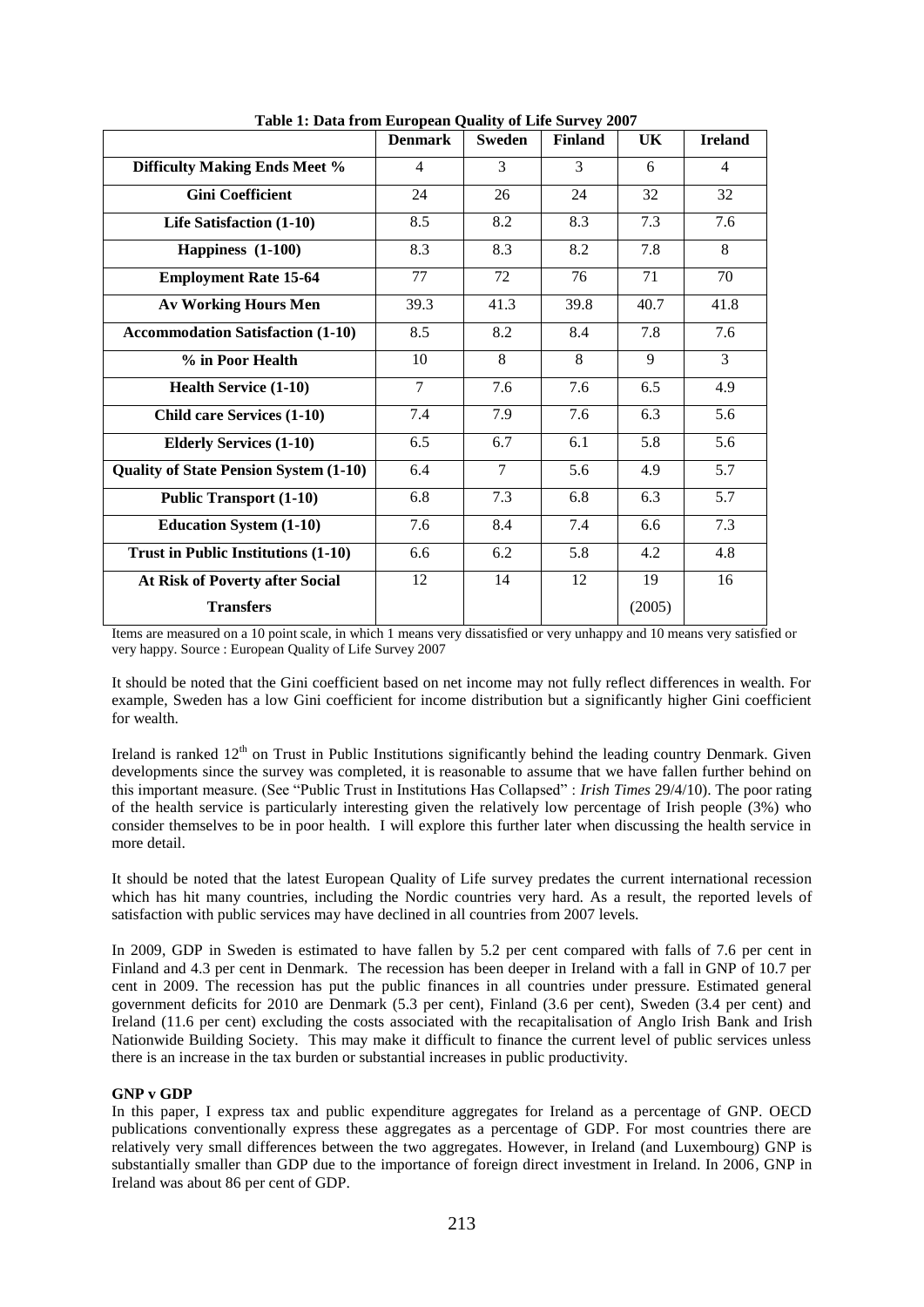**Table 1: Data from European Quality of Life Survey 2007**

| | Denmark | Sweden | Finland | UK | Ireland |
|---|---|---|---|---|---|
| **Difficulty Making Ends Meet %** | 4 | 3 | 3 | 6 | 4 |
| **Gini Coefficient** | 24 | 26 | 24 | 32 | 32 |
| **Life Satisfaction (1-10)** | 8.5 | 8.2 | 8.3 | 7.3 | 7.6 |
| **Happiness (1-100)** | 8.3 | 8.3 | 8.2 | 7.8 | 8 |
| **Employment Rate 15-64** | 77 | 72 | 76 | 71 | 70 |
| **Av Working Hours Men** | 39.3 | 41.3 | 39.8 | 40.7 | 41.8 |
| **Accommodation Satisfaction (1-10)** | 8.5 | 8.2 | 8.4 | 7.8 | 7.6 |
| **% in Poor Health** | 10 | 8 | 8 | 9 | 3 |
| **Health Service (1-10)** | 7 | 7.6 | 7.6 | 6.5 | 4.9 |
| **Child care Services (1-10)** | 7.4 | 7.9 | 7.6 | 6.3 | 5.6 |
| **Elderly Services (1-10)** | 6.5 | 6.7 | 6.1 | 5.8 | 5.6 |
| **Quality of State Pension System (1-10)** | 6.4 | 7 | 5.6 | 4.9 | 5.7 |
| **Public Transport (1-10)** | 6.8 | 7.3 | 6.8 | 6.3 | 5.7 |
| **Education System (1-10)** | 7.6 | 8.4 | 7.4 | 6.6 | 7.3 |
| **Trust in Public Institutions (1-10)** | 6.6 | 6.2 | 5.8 | 4.2 | 4.8 |
| **At Risk of Poverty after Social Transfers** | 12 | 14 | 12 | 19 (2005) | 16 |

Items are measured on a 10 point scale, in which 1 means very dissatisfied or very unhappy and 10 means very satisfied or very happy. Source : European Quality of Life Survey 2007

It should be noted that the Gini coefficient based on net income may not fully reflect differences in wealth. For example, Sweden has a low Gini coefficient for income distribution but a significantly higher Gini coefficient for wealth.

Ireland is ranked 12th on Trust in Public Institutions significantly behind the leading country Denmark. Given developments since the survey was completed, it is reasonable to assume that we have fallen further behind on this important measure. (See "Public Trust in Institutions Has Collapsed" : *Irish Times* 29/4/10). The poor rating of the health service is particularly interesting given the relatively low percentage of Irish people (3%) who consider themselves to be in poor health. I will explore this further later when discussing the health service in more detail.

It should be noted that the latest European Quality of Life survey predates the current international recession which has hit many countries, including the Nordic countries very hard. As a result, the reported levels of satisfaction with public services may have declined in all countries from 2007 levels.

In 2009, GDP in Sweden is estimated to have fallen by 5.2 per cent compared with falls of 7.6 per cent in Finland and 4.3 per cent in Denmark. The recession has been deeper in Ireland with a fall in GNP of 10.7 per cent in 2009. The recession has put the public finances in all countries under pressure. Estimated general government deficits for 2010 are Denmark (5.3 per cent), Finland (3.6 per cent), Sweden (3.4 per cent) and Ireland (11.6 per cent) excluding the costs associated with the recapitalisation of Anglo Irish Bank and Irish Nationwide Building Society. This may make it difficult to finance the current level of public services unless there is an increase in the tax burden or substantial increases in public productivity.

#### GNP v GDP

In this paper, I express tax and public expenditure aggregates for Ireland as a percentage of GNP. OECD publications conventionally express these aggregates as a percentage of GDP. For most countries there are relatively very small differences between the two aggregates. However, in Ireland (and Luxembourg) GNP is substantially smaller than GDP due to the importance of foreign direct investment in Ireland. In 2006, GNP in Ireland was about 86 per cent of GDP.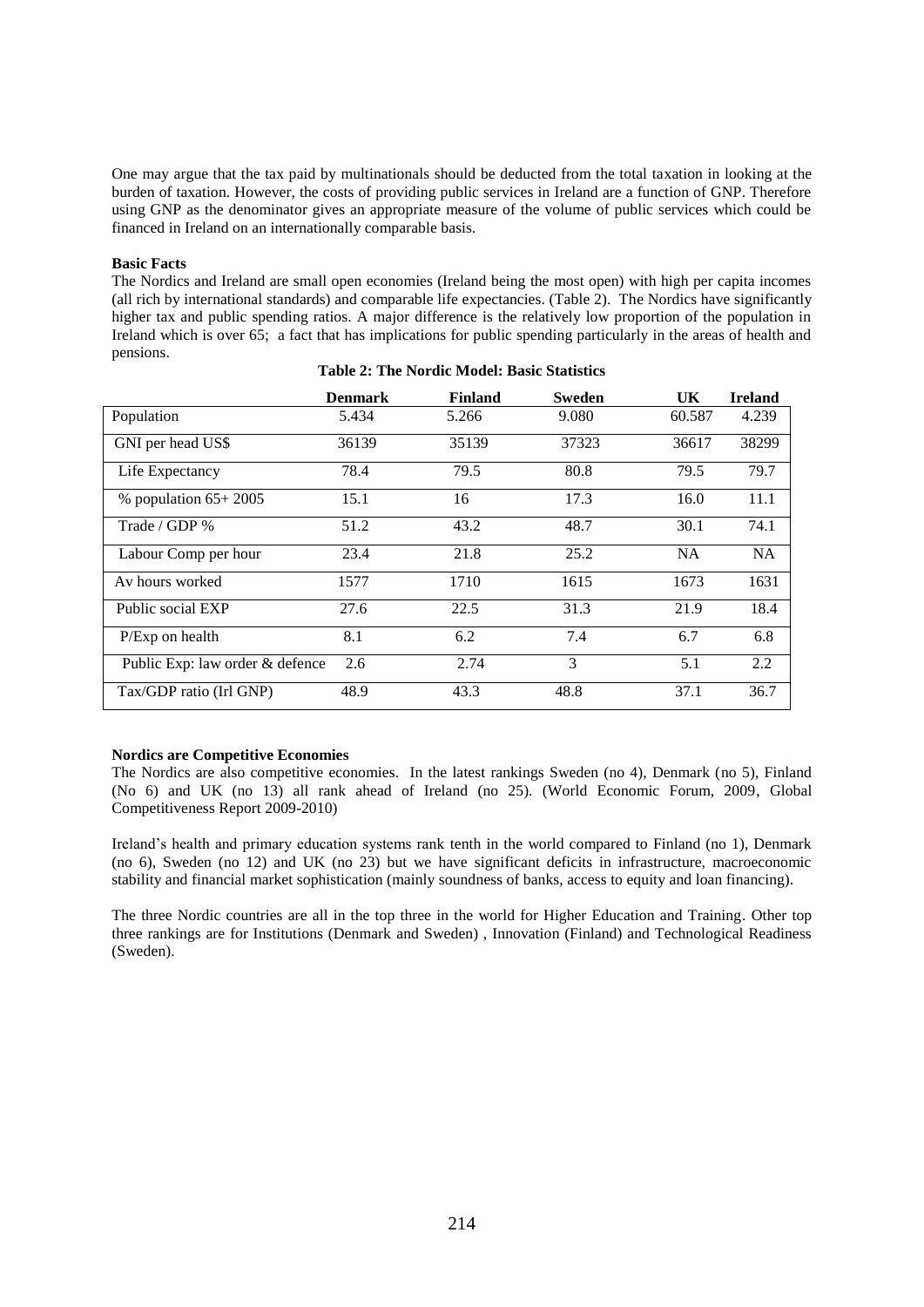One may argue that the tax paid by multinationals should be deducted from the total taxation in looking at the burden of taxation. However, the costs of providing public services in Ireland are a function of GNP. Therefore using GNP as the denominator gives an appropriate measure of the volume of public services which could be financed in Ireland on an internationally comparable basis.

**Basic Facts**

The Nordics and Ireland are small open economies (Ireland being the most open) with high per capita incomes (all rich by international standards) and comparable life expectancies. (Table 2). The Nordics have significantly higher tax and public spending ratios. A major difference is the relatively low proportion of the population in Ireland which is over 65; a fact that has implications for public spending particularly in the areas of health and pensions.

**Table 2: The Nordic Model: Basic Statistics**

| | Denmark | Finland | Sweden | UK | Ireland |
|---|---|---|---|---|---|
| Population | 5.434 | 5.266 | 9.080 | 60.587 | 4.239 |
| GNI per head US$ | 36139 | 35139 | 37323 | 36617 | 38299 |
| Life Expectancy | 78.4 | 79.5 | 80.8 | 79.5 | 79.7 |
| % population 65+ 2005 | 15.1 | 16 | 17.3 | 16.0 | 11.1 |
| Trade / GDP % | 51.2 | 43.2 | 48.7 | 30.1 | 74.1 |
| Labour Comp per hour | 23.4 | 21.8 | 25.2 | NA | NA |
| Av hours worked | 1577 | 1710 | 1615 | 1673 | 1631 |
| Public social EXP | 27.6 | 22.5 | 31.3 | 21.9 | 18.4 |
| P/Exp on health | 8.1 | 6.2 | 7.4 | 6.7 | 6.8 |
| Public Exp: law order & defence | 2.6 | 2.74 | 3 | 5.1 | 2.2 |
| Tax/GDP ratio (Irl GNP) | 48.9 | 43.3 | 48.8 | 37.1 | 36.7 |

**Nordics are Competitive Economies**

The Nordics are also competitive economies. In the latest rankings Sweden (no 4), Denmark (no 5), Finland (No 6) and UK (no 13) all rank ahead of Ireland (no 25). (World Economic Forum, 2009, Global Competitiveness Report 2009-2010)

Ireland's health and primary education systems rank tenth in the world compared to Finland (no 1), Denmark (no 6), Sweden (no 12) and UK (no 23) but we have significant deficits in infrastructure, macroeconomic stability and financial market sophistication (mainly soundness of banks, access to equity and loan financing).

The three Nordic countries are all in the top three in the world for Higher Education and Training. Other top three rankings are for Institutions (Denmark and Sweden) , Innovation (Finland) and Technological Readiness (Sweden).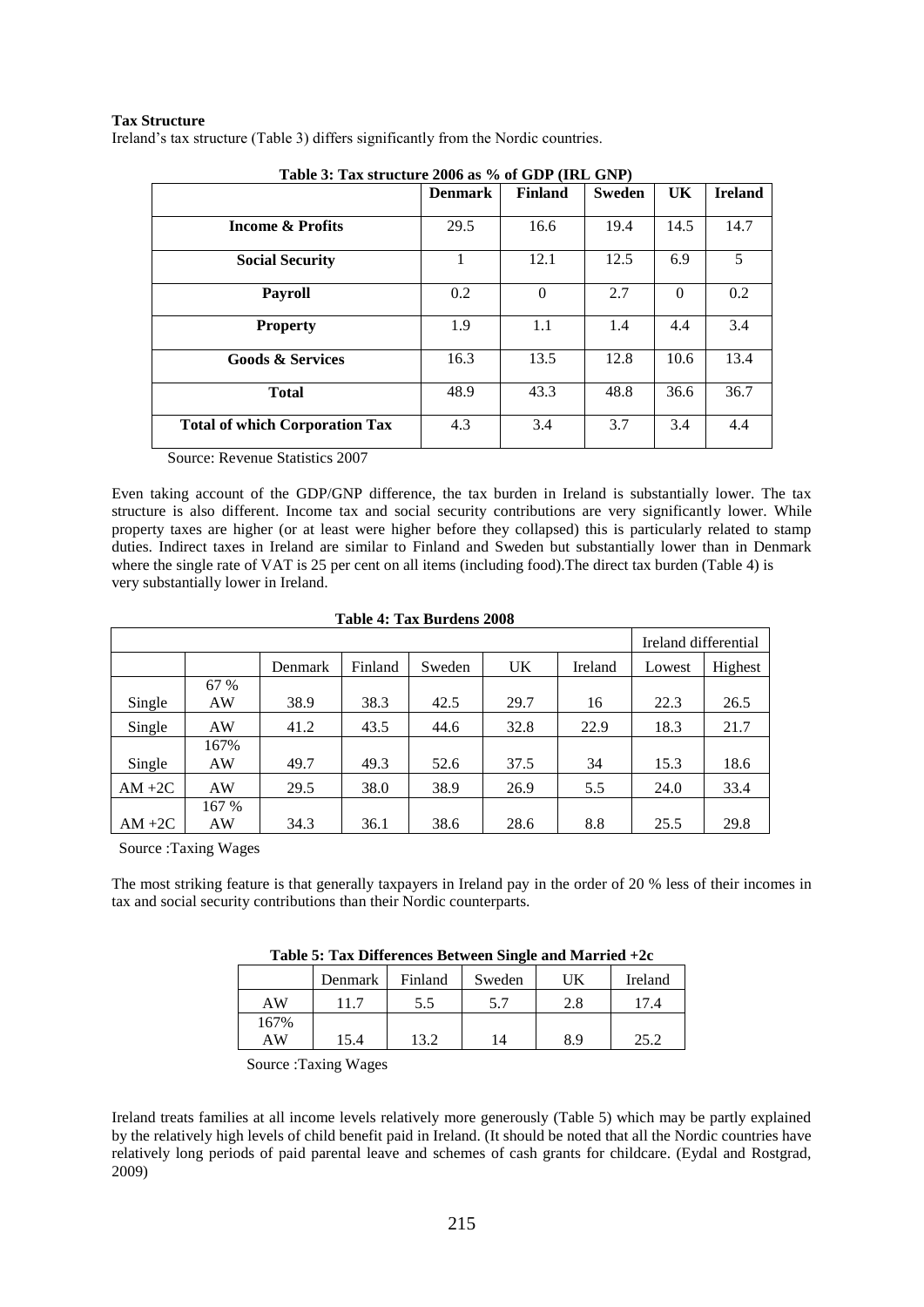**Tax Structure**

Ireland's tax structure (Table 3) differs significantly from the Nordic countries.

**Table 3: Tax structure 2006 as % of GDP (IRL GNP)**

| | Denmark | Finland | Sweden | UK | Ireland |
|---|---|---|---|---|---|
| **Income & Profits** | 29.5 | 16.6 | 19.4 | 14.5 | 14.7 |
| **Social Security** | 1 | 12.1 | 12.5 | 6.9 | 5 |
| **Payroll** | 0.2 | 0 | 2.7 | 0 | 0.2 |
| **Property** | 1.9 | 1.1 | 1.4 | 4.4 | 3.4 |
| **Goods & Services** | 16.3 | 13.5 | 12.8 | 10.6 | 13.4 |
| **Total** | 48.9 | 43.3 | 48.8 | 36.6 | 36.7 |
| **Total of which Corporation Tax** | 4.3 | 3.4 | 3.7 | 3.4 | 4.4 |

Source: Revenue Statistics 2007

Even taking account of the GDP/GNP difference, the tax burden in Ireland is substantially lower. The tax structure is also different. Income tax and social security contributions are very significantly lower. While property taxes are higher (or at least were higher before they collapsed) this is particularly related to stamp duties. Indirect taxes in Ireland are similar to Finland and Sweden but substantially lower than in Denmark where the single rate of VAT is 25 per cent on all items (including food).The direct tax burden (Table 4) is very substantially lower in Ireland.

**Table 4: Tax Burdens 2008**

| | | | | | | | Ireland differential | |
|---|---|---|---|---|---|---|---|---|
| | | Denmark | Finland | Sweden | UK | Ireland | Lowest | Highest |
| Single | 67 % AW | 38.9 | 38.3 | 42.5 | 29.7 | 16 | 22.3 | 26.5 |
| Single | AW | 41.2 | 43.5 | 44.6 | 32.8 | 22.9 | 18.3 | 21.7 |
| Single | 167% AW | 49.7 | 49.3 | 52.6 | 37.5 | 34 | 15.3 | 18.6 |
| AM +2C | AW | 29.5 | 38.0 | 38.9 | 26.9 | 5.5 | 24.0 | 33.4 |
| AM +2C | 167 % AW | 34.3 | 36.1 | 38.6 | 28.6 | 8.8 | 25.5 | 29.8 |

Source :Taxing Wages

The most striking feature is that generally taxpayers in Ireland pay in the order of 20 % less of their incomes in tax and social security contributions than their Nordic counterparts.

**Table 5: Tax Differences Between Single and Married +2c**

| | Denmark | Finland | Sweden | UK | Ireland |
|---|---|---|---|---|---|
| AW | 11.7 | 5.5 | 5.7 | 2.8 | 17.4 |
| 167% AW | 15.4 | 13.2 | 14 | 8.9 | 25.2 |

Source :Taxing Wages

Ireland treats families at all income levels relatively more generously (Table 5) which may be partly explained by the relatively high levels of child benefit paid in Ireland. (It should be noted that all the Nordic countries have relatively long periods of paid parental leave and schemes of cash grants for childcare. (Eydal and Rostgrad, 2009)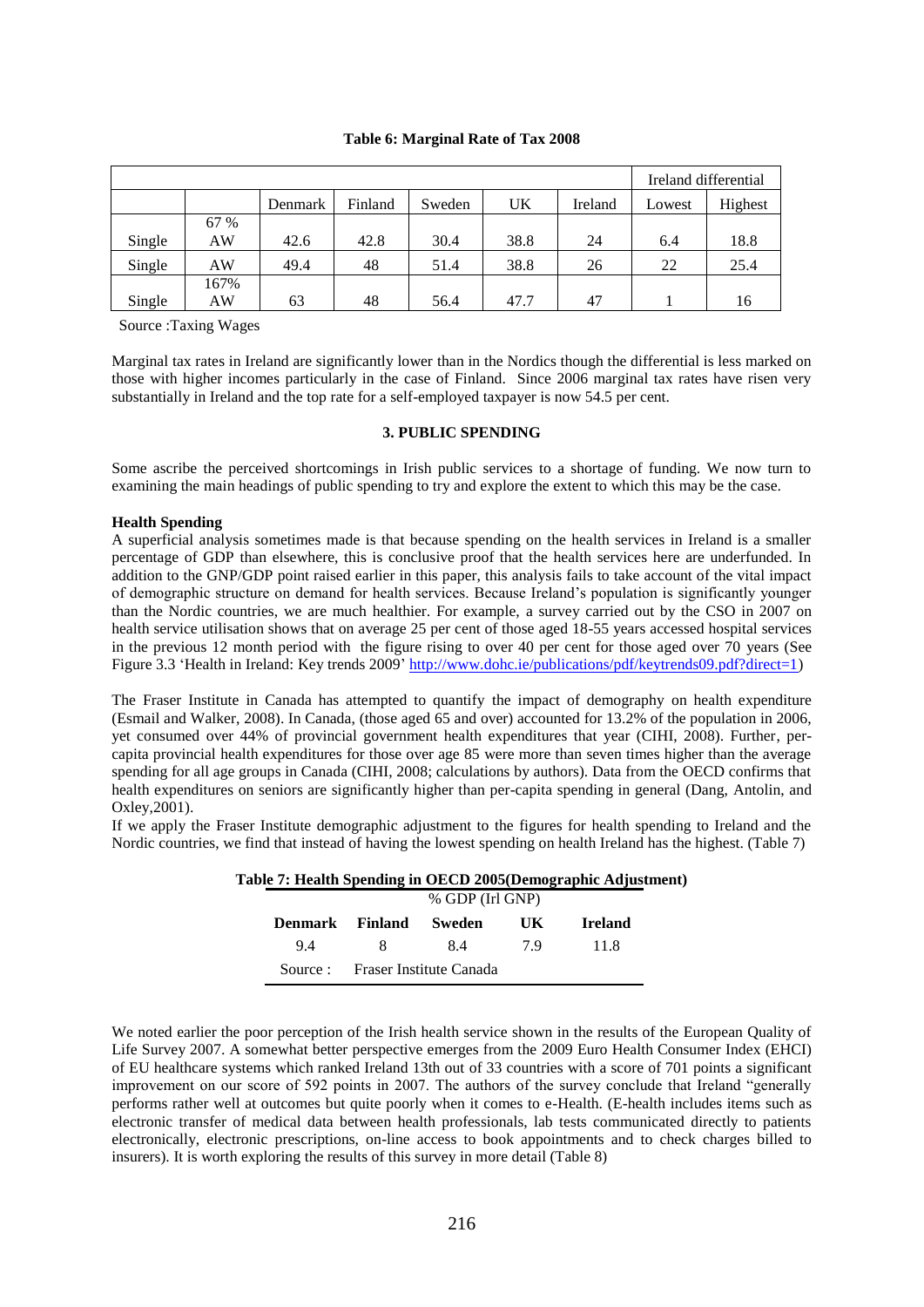**Table 6: Marginal Rate of Tax 2008**

| | | | | | | | Ireland differential | |
|---|---|---|---|---|---|---|---|---|
| | | Denmark | Finland | Sweden | UK | Ireland | Lowest | Highest |
| Single | 67 % AW | 42.6 | 42.8 | 30.4 | 38.8 | 24 | 6.4 | 18.8 |
| Single | AW | 49.4 | 48 | 51.4 | 38.8 | 26 | 22 | 25.4 |
| Single | 167% AW | 63 | 48 | 56.4 | 47.7 | 47 | 1 | 16 |

Source :Taxing Wages

Marginal tax rates in Ireland are significantly lower than in the Nordics though the differential is less marked on those with higher incomes particularly in the case of Finland. Since 2006 marginal tax rates have risen very substantially in Ireland and the top rate for a self-employed taxpayer is now 54.5 per cent.

## 3. PUBLIC SPENDING

Some ascribe the perceived shortcomings in Irish public services to a shortage of funding. We now turn to examining the main headings of public spending to try and explore the extent to which this may be the case.

**Health Spending**

A superficial analysis sometimes made is that because spending on the health services in Ireland is a smaller percentage of GDP than elsewhere, this is conclusive proof that the health services here are underfunded. In addition to the GNP/GDP point raised earlier in this paper, this analysis fails to take account of the vital impact of demographic structure on demand for health services. Because Ireland's population is significantly younger than the Nordic countries, we are much healthier. For example, a survey carried out by the CSO in 2007 on health service utilisation shows that on average 25 per cent of those aged 18-55 years accessed hospital services in the previous 12 month period with the figure rising to over 40 per cent for those aged over 70 years (See Figure 3.3 'Health in Ireland: Key trends 2009' http://www.dohc.ie/publications/pdf/keytrends09.pdf?direct=1)

The Fraser Institute in Canada has attempted to quantify the impact of demography on health expenditure (Esmail and Walker, 2008). In Canada, (those aged 65 and over) accounted for 13.2% of the population in 2006, yet consumed over 44% of provincial government health expenditures that year (CIHI, 2008). Further, per-capita provincial health expenditures for those over age 85 were more than seven times higher than the average spending for all age groups in Canada (CIHI, 2008; calculations by authors). Data from the OECD confirms that health expenditures on seniors are significantly higher than per-capita spending in general (Dang, Antolin, and Oxley,2001).

If we apply the Fraser Institute demographic adjustment to the figures for health spending to Ireland and the Nordic countries, we find that instead of having the lowest spending on health Ireland has the highest. (Table 7)

**Table 7: Health Spending in OECD 2005(Demographic Adjustment)**

% GDP (Irl GNP)

| Denmark | Finland | Sweden | UK | Ireland |
|---|---|---|---|---|
| 9.4 | 8 | 8.4 | 7.9 | 11.8 |

Source : Fraser Institute Canada

We noted earlier the poor perception of the Irish health service shown in the results of the European Quality of Life Survey 2007. A somewhat better perspective emerges from the 2009 Euro Health Consumer Index (EHCI) of EU healthcare systems which ranked Ireland 13th out of 33 countries with a score of 701 points a significant improvement on our score of 592 points in 2007. The authors of the survey conclude that Ireland "generally performs rather well at outcomes but quite poorly when it comes to e-Health. (E-health includes items such as electronic transfer of medical data between health professionals, lab tests communicated directly to patients electronically, electronic prescriptions, on-line access to book appointments and to check charges billed to insurers). It is worth exploring the results of this survey in more detail (Table 8)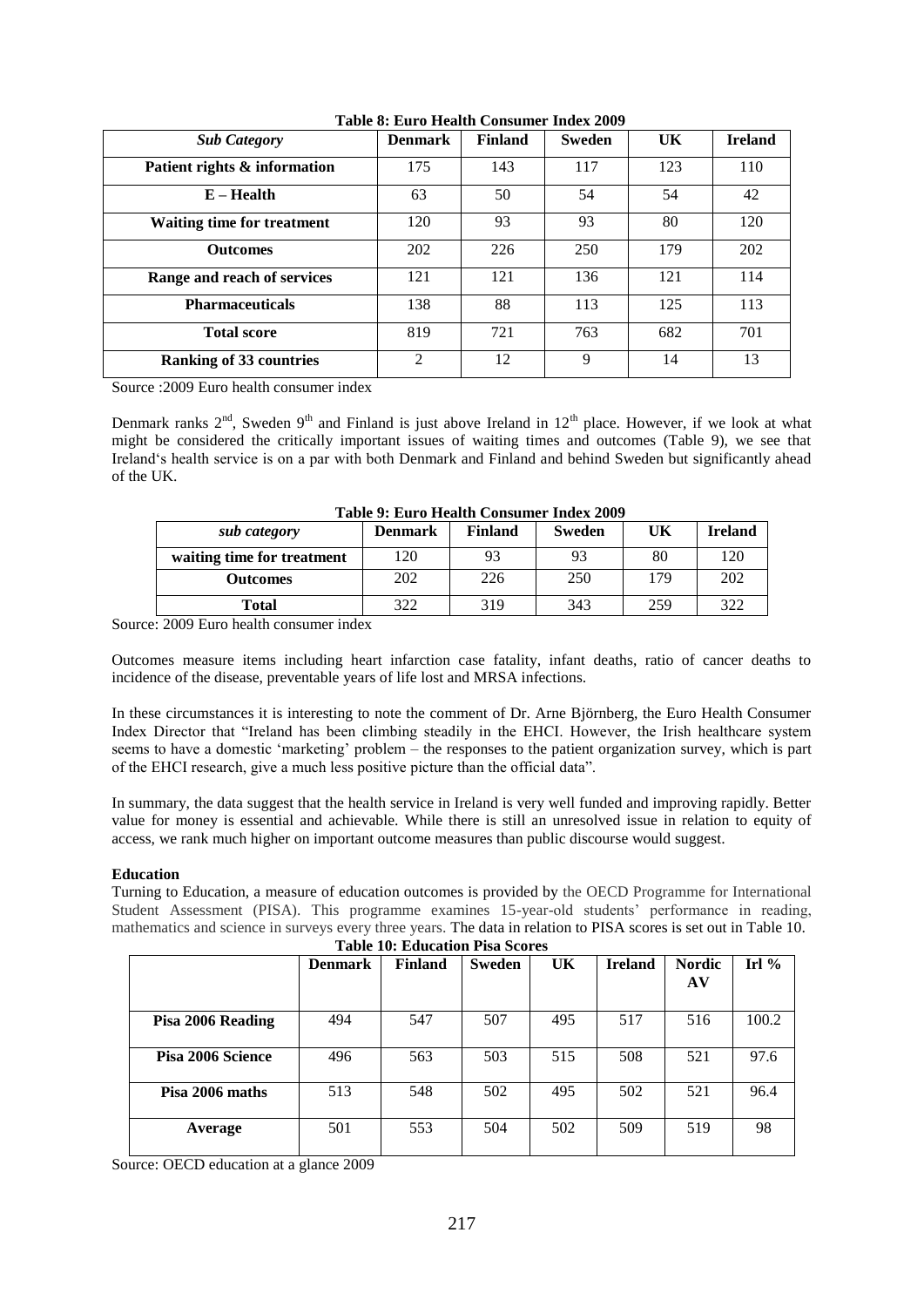**Table 8: Euro Health Consumer Index 2009**

| *Sub Category* | Denmark | Finland | Sweden | UK | Ireland |
|---|---|---|---|---|---|
| **Patient rights & information** | 175 | 143 | 117 | 123 | 110 |
| **E – Health** | 63 | 50 | 54 | 54 | 42 |
| **Waiting time for treatment** | 120 | 93 | 93 | 80 | 120 |
| **Outcomes** | 202 | 226 | 250 | 179 | 202 |
| **Range and reach of services** | 121 | 121 | 136 | 121 | 114 |
| **Pharmaceuticals** | 138 | 88 | 113 | 125 | 113 |
| **Total score** | 819 | 721 | 763 | 682 | 701 |
| **Ranking of 33 countries** | 2 | 12 | 9 | 14 | 13 |

Source :2009 Euro health consumer index

Denmark ranks 2nd, Sweden 9th and Finland is just above Ireland in 12th place. However, if we look at what might be considered the critically important issues of waiting times and outcomes (Table 9), we see that Ireland's health service is on a par with both Denmark and Finland and behind Sweden but significantly ahead of the UK.

**Table 9: Euro Health Consumer Index 2009**

| sub category | Denmark | Finland | Sweden | UK | Ireland |
|---|---|---|---|---|---|
| waiting time for treatment | 120 | 93 | 93 | 80 | 120 |
| Outcomes | 202 | 226 | 250 | 179 | 202 |
| Total | 322 | 319 | 343 | 259 | 322 |

Source: 2009 Euro health consumer index

Outcomes measure items including heart infarction case fatality, infant deaths, ratio of cancer deaths to incidence of the disease, preventable years of life lost and MRSA infections.

In these circumstances it is interesting to note the comment of Dr. Arne Björnberg, the Euro Health Consumer Index Director that "Ireland has been climbing steadily in the EHCI. However, the Irish healthcare system seems to have a domestic 'marketing' problem – the responses to the patient organization survey, which is part of the EHCI research, give a much less positive picture than the official data".

In summary, the data suggest that the health service in Ireland is very well funded and improving rapidly. Better value for money is essential and achievable. While there is still an unresolved issue in relation to equity of access, we rank much higher on important outcome measures than public discourse would suggest.

**Education**

Turning to Education, a measure of education outcomes is provided by the OECD Programme for International Student Assessment (PISA). This programme examines 15-year-old students' performance in reading, mathematics and science in surveys every three years. The data in relation to PISA scores is set out in Table 10.

**Table 10: Education Pisa Scores**

| | Denmark | Finland | Sweden | UK | Ireland | Nordic AV | Irl % |
|---|---|---|---|---|---|---|---|
| **Pisa 2006 Reading** | 494 | 547 | 507 | 495 | 517 | 516 | 100.2 |
| **Pisa 2006 Science** | 496 | 563 | 503 | 515 | 508 | 521 | 97.6 |
| **Pisa 2006 maths** | 513 | 548 | 502 | 495 | 502 | 521 | 96.4 |
| **Average** | 501 | 553 | 504 | 502 | 509 | 519 | 98 |

Source: OECD education at a glance 2009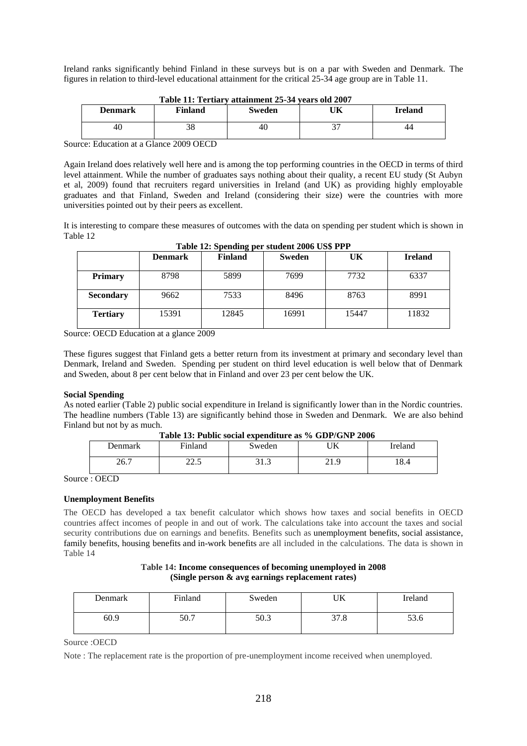Ireland ranks significantly behind Finland in these surveys but is on a par with Sweden and Denmark. The figures in relation to third-level educational attainment for the critical 25-34 age group are in Table 11.

**Table 11: Tertiary attainment 25-34 years old 2007**

| Denmark | Finland | Sweden | UK | Ireland |
|---|---|---|---|---|
| 40 | 38 | 40 | 37 | 44 |

Source: Education at a Glance 2009 OECD

Again Ireland does relatively well here and is among the top performing countries in the OECD in terms of third level attainment. While the number of graduates says nothing about their quality, a recent EU study (St Aubyn et al, 2009) found that recruiters regard universities in Ireland (and UK) as providing highly employable graduates and that Finland, Sweden and Ireland (considering their size) were the countries with more universities pointed out by their peers as excellent.

It is interesting to compare these measures of outcomes with the data on spending per student which is shown in Table 12

**Table 12: Spending per student 2006 US$ PPP**

| | Denmark | Finland | Sweden | UK | Ireland |
|---|---|---|---|---|---|
| **Primary** | 8798 | 5899 | 7699 | 7732 | 6337 |
| **Secondary** | 9662 | 7533 | 8496 | 8763 | 8991 |
| **Tertiary** | 15391 | 12845 | 16991 | 15447 | 11832 |

Source: OECD Education at a glance 2009

These figures suggest that Finland gets a better return from its investment at primary and secondary level than Denmark, Ireland and Sweden. Spending per student on third level education is well below that of Denmark and Sweden, about 8 per cent below that in Finland and over 23 per cent below the UK.

**Social Spending**

As noted earlier (Table 2) public social expenditure in Ireland is significantly lower than in the Nordic countries. The headline numbers (Table 13) are significantly behind those in Sweden and Denmark. We are also behind Finland but not by as much.

**Table 13: Public social expenditure as % GDP/GNP 2006**

| Denmark | Finland | Sweden | UK | Ireland |
|---|---|---|---|---|
| 26.7 | 22.5 | 31.3 | 21.9 | 18.4 |

Source : OECD

**Unemployment Benefits**

The OECD has developed a tax benefit calculator which shows how taxes and social benefits in OECD countries affect incomes of people in and out of work. The calculations take into account the taxes and social security contributions due on earnings and benefits. Benefits such as unemployment benefits, social assistance, family benefits, housing benefits and in-work benefits are all included in the calculations. The data is shown in Table 14

**Table 14: Income consequences of becoming unemployed in 2008**
**(Single person & avg earnings replacement rates)**

| Denmark | Finland | Sweden | UK | Ireland |
|---|---|---|---|---|
| 60.9 | 50.7 | 50.3 | 37.8 | 53.6 |

Source :OECD

Note : The replacement rate is the proportion of pre-unemployment income received when unemployed.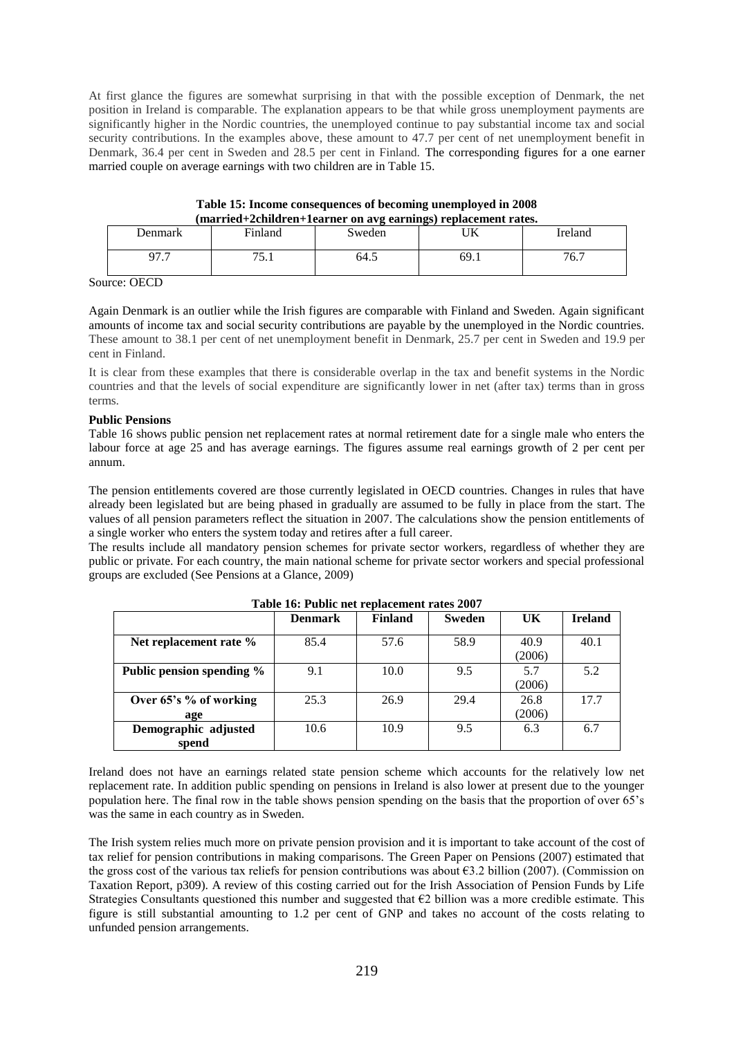At first glance the figures are somewhat surprising in that with the possible exception of Denmark, the net position in Ireland is comparable. The explanation appears to be that while gross unemployment payments are significantly higher in the Nordic countries, the unemployed continue to pay substantial income tax and social security contributions. In the examples above, these amount to 47.7 per cent of net unemployment benefit in Denmark, 36.4 per cent in Sweden and 28.5 per cent in Finland. The corresponding figures for a one earner married couple on average earnings with two children are in Table 15.

**Table 15: Income consequences of becoming unemployed in 2008 (married+2children+1earner on avg earnings) replacement rates.**

| Denmark | Finland | Sweden | UK | Ireland |
|---|---|---|---|---|
| 97.7 | 75.1 | 64.5 | 69.1 | 76.7 |

Source: OECD

Again Denmark is an outlier while the Irish figures are comparable with Finland and Sweden. Again significant amounts of income tax and social security contributions are payable by the unemployed in the Nordic countries. These amount to 38.1 per cent of net unemployment benefit in Denmark, 25.7 per cent in Sweden and 19.9 per cent in Finland.

It is clear from these examples that there is considerable overlap in the tax and benefit systems in the Nordic countries and that the levels of social expenditure are significantly lower in net (after tax) terms than in gross terms.

**Public Pensions**

Table 16 shows public pension net replacement rates at normal retirement date for a single male who enters the labour force at age 25 and has average earnings. The figures assume real earnings growth of 2 per cent per annum.

The pension entitlements covered are those currently legislated in OECD countries. Changes in rules that have already been legislated but are being phased in gradually are assumed to be fully in place from the start. The values of all pension parameters reflect the situation in 2007. The calculations show the pension entitlements of a single worker who enters the system today and retires after a full career.

The results include all mandatory pension schemes for private sector workers, regardless of whether they are public or private. For each country, the main national scheme for private sector workers and special professional groups are excluded (See Pensions at a Glance, 2009)

**Table 16: Public net replacement rates 2007**

| | **Denmark** | **Finland** | **Sweden** | **UK** | **Ireland** |
|---|---|---|---|---|---|
| **Net replacement rate %** | 85.4 | 57.6 | 58.9 | 40.9 (2006) | 40.1 |
| **Public pension spending %** | 9.1 | 10.0 | 9.5 | 5.7 (2006) | 5.2 |
| **Over 65's % of working age** | 25.3 | 26.9 | 29.4 | 26.8 (2006) | 17.7 |
| **Demographic adjusted spend** | 10.6 | 10.9 | 9.5 | 6.3 | 6.7 |

Ireland does not have an earnings related state pension scheme which accounts for the relatively low net replacement rate. In addition public spending on pensions in Ireland is also lower at present due to the younger population here. The final row in the table shows pension spending on the basis that the proportion of over 65's was the same in each country as in Sweden.

The Irish system relies much more on private pension provision and it is important to take account of the cost of tax relief for pension contributions in making comparisons. The Green Paper on Pensions (2007) estimated that the gross cost of the various tax reliefs for pension contributions was about €3.2 billion (2007). (Commission on Taxation Report, p309). A review of this costing carried out for the Irish Association of Pension Funds by Life Strategies Consultants questioned this number and suggested that €2 billion was a more credible estimate. This figure is still substantial amounting to 1.2 per cent of GNP and takes no account of the costs relating to unfunded pension arrangements.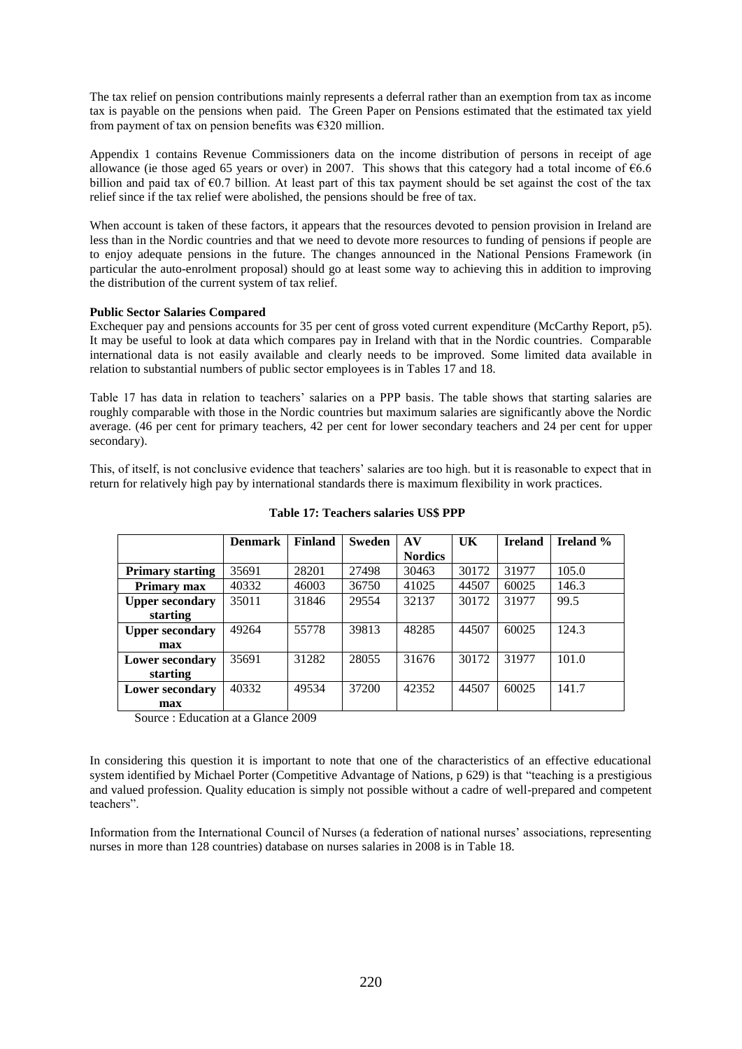The tax relief on pension contributions mainly represents a deferral rather than an exemption from tax as income tax is payable on the pensions when paid. The Green Paper on Pensions estimated that the estimated tax yield from payment of tax on pension benefits was €320 million.

Appendix 1 contains Revenue Commissioners data on the income distribution of persons in receipt of age allowance (ie those aged 65 years or over) in 2007. This shows that this category had a total income of €6.6 billion and paid tax of €0.7 billion. At least part of this tax payment should be set against the cost of the tax relief since if the tax relief were abolished, the pensions should be free of tax.

When account is taken of these factors, it appears that the resources devoted to pension provision in Ireland are less than in the Nordic countries and that we need to devote more resources to funding of pensions if people are to enjoy adequate pensions in the future. The changes announced in the National Pensions Framework (in particular the auto-enrolment proposal) should go at least some way to achieving this in addition to improving the distribution of the current system of tax relief.

**Public Sector Salaries Compared**

Exchequer pay and pensions accounts for 35 per cent of gross voted current expenditure (McCarthy Report, p5). It may be useful to look at data which compares pay in Ireland with that in the Nordic countries. Comparable international data is not easily available and clearly needs to be improved. Some limited data available in relation to substantial numbers of public sector employees is in Tables 17 and 18.

Table 17 has data in relation to teachers' salaries on a PPP basis. The table shows that starting salaries are roughly comparable with those in the Nordic countries but maximum salaries are significantly above the Nordic average. (46 per cent for primary teachers, 42 per cent for lower secondary teachers and 24 per cent for upper secondary).

This, of itself, is not conclusive evidence that teachers' salaries are too high. but it is reasonable to expect that in return for relatively high pay by international standards there is maximum flexibility in work practices.

**Table 17: Teachers salaries US$ PPP**

| | Denmark | Finland | Sweden | AV Nordics | UK | Ireland | Ireland % |
|---|---|---|---|---|---|---|---|
| **Primary starting** | 35691 | 28201 | 27498 | 30463 | 30172 | 31977 | 105.0 |
| **Primary max** | 40332 | 46003 | 36750 | 41025 | 44507 | 60025 | 146.3 |
| **Upper secondary starting** | 35011 | 31846 | 29554 | 32137 | 30172 | 31977 | 99.5 |
| **Upper secondary max** | 49264 | 55778 | 39813 | 48285 | 44507 | 60025 | 124.3 |
| **Lower secondary starting** | 35691 | 31282 | 28055 | 31676 | 30172 | 31977 | 101.0 |
| **Lower secondary max** | 40332 | 49534 | 37200 | 42352 | 44507 | 60025 | 141.7 |

Source : Education at a Glance 2009

In considering this question it is important to note that one of the characteristics of an effective educational system identified by Michael Porter (Competitive Advantage of Nations, p 629) is that "teaching is a prestigious and valued profession. Quality education is simply not possible without a cadre of well-prepared and competent teachers".

Information from the International Council of Nurses (a federation of national nurses' associations, representing nurses in more than 128 countries) database on nurses salaries in 2008 is in Table 18.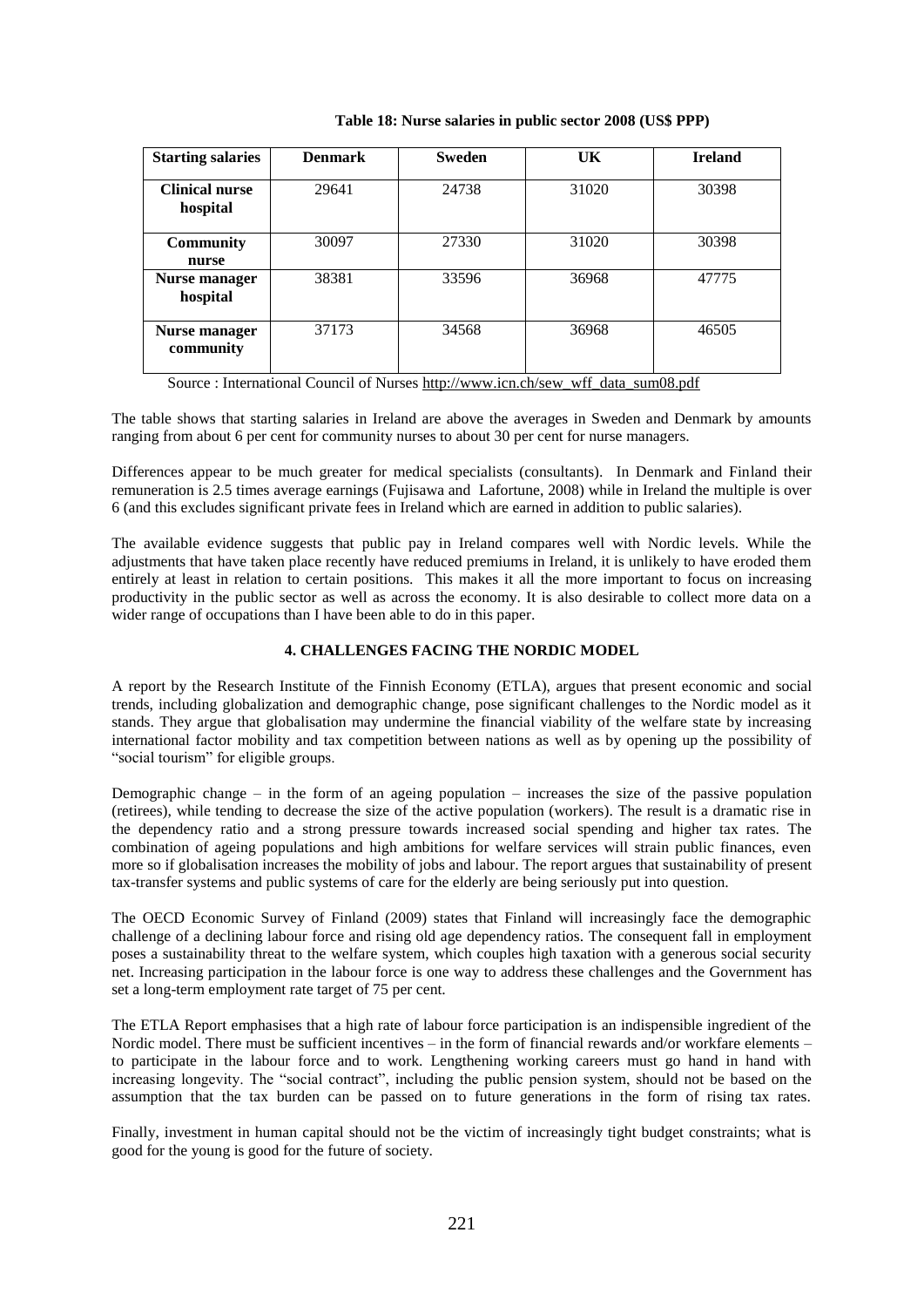**Table 18: Nurse salaries in public sector 2008 (US$ PPP)**

| Starting salaries | Denmark | Sweden | UK | Ireland |
|---|---|---|---|---|
| Clinical nurse hospital | 29641 | 24738 | 31020 | 30398 |
| Community nurse | 30097 | 27330 | 31020 | 30398 |
| Nurse manager hospital | 38381 | 33596 | 36968 | 47775 |
| Nurse manager community | 37173 | 34568 | 36968 | 46505 |

Source : International Council of Nurses http://www.icn.ch/sew_wff_data_sum08.pdf

The table shows that starting salaries in Ireland are above the averages in Sweden and Denmark by amounts ranging from about 6 per cent for community nurses to about 30 per cent for nurse managers.

Differences appear to be much greater for medical specialists (consultants). In Denmark and Finland their remuneration is 2.5 times average earnings (Fujisawa and Lafortune, 2008) while in Ireland the multiple is over 6 (and this excludes significant private fees in Ireland which are earned in addition to public salaries).

The available evidence suggests that public pay in Ireland compares well with Nordic levels. While the adjustments that have taken place recently have reduced premiums in Ireland, it is unlikely to have eroded them entirely at least in relation to certain positions. This makes it all the more important to focus on increasing productivity in the public sector as well as across the economy. It is also desirable to collect more data on a wider range of occupations than I have been able to do in this paper.

## 4. CHALLENGES FACING THE NORDIC MODEL

A report by the Research Institute of the Finnish Economy (ETLA), argues that present economic and social trends, including globalization and demographic change, pose significant challenges to the Nordic model as it stands. They argue that globalisation may undermine the financial viability of the welfare state by increasing international factor mobility and tax competition between nations as well as by opening up the possibility of "social tourism" for eligible groups.

Demographic change – in the form of an ageing population – increases the size of the passive population (retirees), while tending to decrease the size of the active population (workers). The result is a dramatic rise in the dependency ratio and a strong pressure towards increased social spending and higher tax rates. The combination of ageing populations and high ambitions for welfare services will strain public finances, even more so if globalisation increases the mobility of jobs and labour. The report argues that sustainability of present tax-transfer systems and public systems of care for the elderly are being seriously put into question.

The OECD Economic Survey of Finland (2009) states that Finland will increasingly face the demographic challenge of a declining labour force and rising old age dependency ratios. The consequent fall in employment poses a sustainability threat to the welfare system, which couples high taxation with a generous social security net. Increasing participation in the labour force is one way to address these challenges and the Government has set a long-term employment rate target of 75 per cent.

The ETLA Report emphasises that a high rate of labour force participation is an indispensible ingredient of the Nordic model. There must be sufficient incentives – in the form of financial rewards and/or workfare elements – to participate in the labour force and to work. Lengthening working careers must go hand in hand with increasing longevity. The "social contract", including the public pension system, should not be based on the assumption that the tax burden can be passed on to future generations in the form of rising tax rates.

Finally, investment in human capital should not be the victim of increasingly tight budget constraints; what is good for the young is good for the future of society.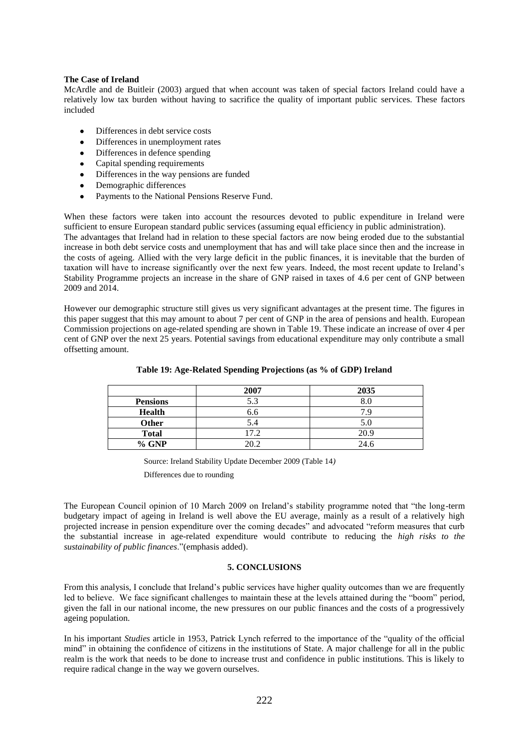**The Case of Ireland**

McArdle and de Buitleir (2003) argued that when account was taken of special factors Ireland could have a relatively low tax burden without having to sacrifice the quality of important public services. These factors included

- Differences in debt service costs
- Differences in unemployment rates
- Differences in defence spending
- Capital spending requirements
- Differences in the way pensions are funded
- Demographic differences
- Payments to the National Pensions Reserve Fund.

When these factors were taken into account the resources devoted to public expenditure in Ireland were sufficient to ensure European standard public services (assuming equal efficiency in public administration).
The advantages that Ireland had in relation to these special factors are now being eroded due to the substantial increase in both debt service costs and unemployment that has and will take place since then and the increase in the costs of ageing. Allied with the very large deficit in the public finances, it is inevitable that the burden of taxation will have to increase significantly over the next few years. Indeed, the most recent update to Ireland's Stability Programme projects an increase in the share of GNP raised in taxes of 4.6 per cent of GNP between 2009 and 2014.

However our demographic structure still gives us very significant advantages at the present time. The figures in this paper suggest that this may amount to about 7 per cent of GNP in the area of pensions and health. European Commission projections on age-related spending are shown in Table 19. These indicate an increase of over 4 per cent of GNP over the next 25 years. Potential savings from educational expenditure may only contribute a small offsetting amount.

**Table 19: Age-Related Spending Projections (as % of GDP) Ireland**

| | 2007 | 2035 |
|---|---|---|
| **Pensions** | 5.3 | 8.0 |
| **Health** | 6.6 | 7.9 |
| **Other** | 5.4 | 5.0 |
| **Total** | 17.2 | 20.9 |
| **% GNP** | 20.2 | 24.6 |

Source: Ireland Stability Update December 2009 (Table 14)

Differences due to rounding

The European Council opinion of 10 March 2009 on Ireland's stability programme noted that "the long-term budgetary impact of ageing in Ireland is well above the EU average, mainly as a result of a relatively high projected increase in pension expenditure over the coming decades" and advocated "reform measures that curb the substantial increase in age-related expenditure would contribute to reducing the *high risks to the sustainability of public finances*."(emphasis added).

## 5. CONCLUSIONS

From this analysis, I conclude that Ireland's public services have higher quality outcomes than we are frequently led to believe. We face significant challenges to maintain these at the levels attained during the "boom" period, given the fall in our national income, the new pressures on our public finances and the costs of a progressively ageing population.

In his important *Studies* article in 1953, Patrick Lynch referred to the importance of the "quality of the official mind" in obtaining the confidence of citizens in the institutions of State. A major challenge for all in the public realm is the work that needs to be done to increase trust and confidence in public institutions. This is likely to require radical change in the way we govern ourselves.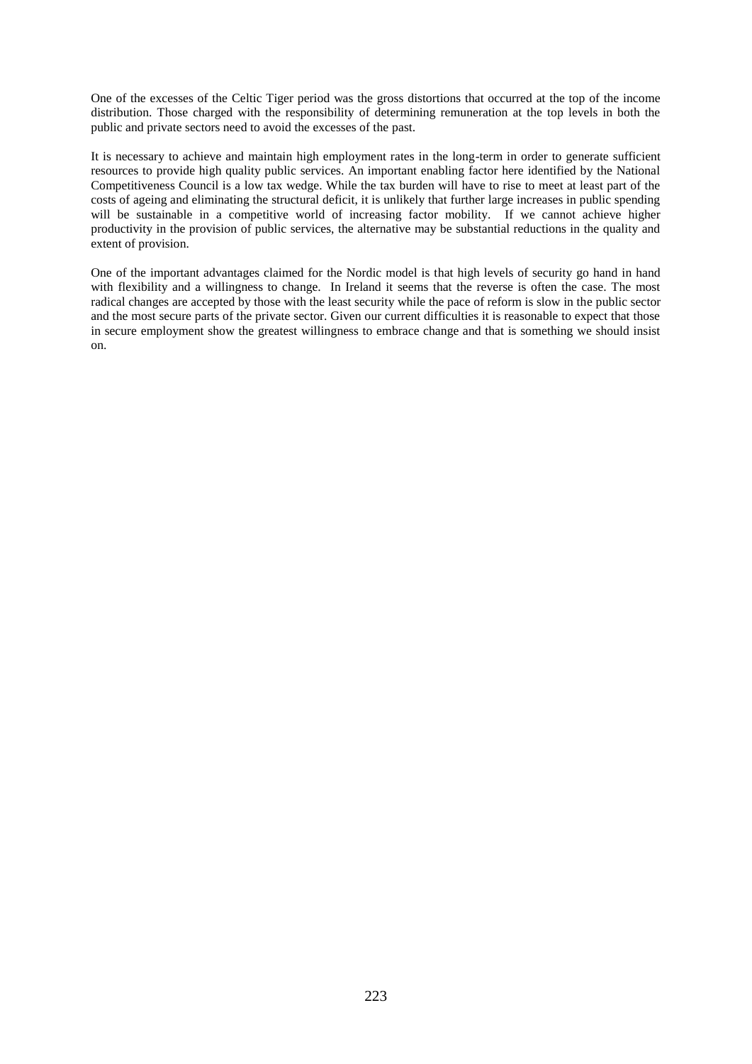One of the excesses of the Celtic Tiger period was the gross distortions that occurred at the top of the income distribution. Those charged with the responsibility of determining remuneration at the top levels in both the public and private sectors need to avoid the excesses of the past.

It is necessary to achieve and maintain high employment rates in the long-term in order to generate sufficient resources to provide high quality public services. An important enabling factor here identified by the National Competitiveness Council is a low tax wedge. While the tax burden will have to rise to meet at least part of the costs of ageing and eliminating the structural deficit, it is unlikely that further large increases in public spending will be sustainable in a competitive world of increasing factor mobility. If we cannot achieve higher productivity in the provision of public services, the alternative may be substantial reductions in the quality and extent of provision.

One of the important advantages claimed for the Nordic model is that high levels of security go hand in hand with flexibility and a willingness to change. In Ireland it seems that the reverse is often the case. The most radical changes are accepted by those with the least security while the pace of reform is slow in the public sector and the most secure parts of the private sector. Given our current difficulties it is reasonable to expect that those in secure employment show the greatest willingness to embrace change and that is something we should insist on.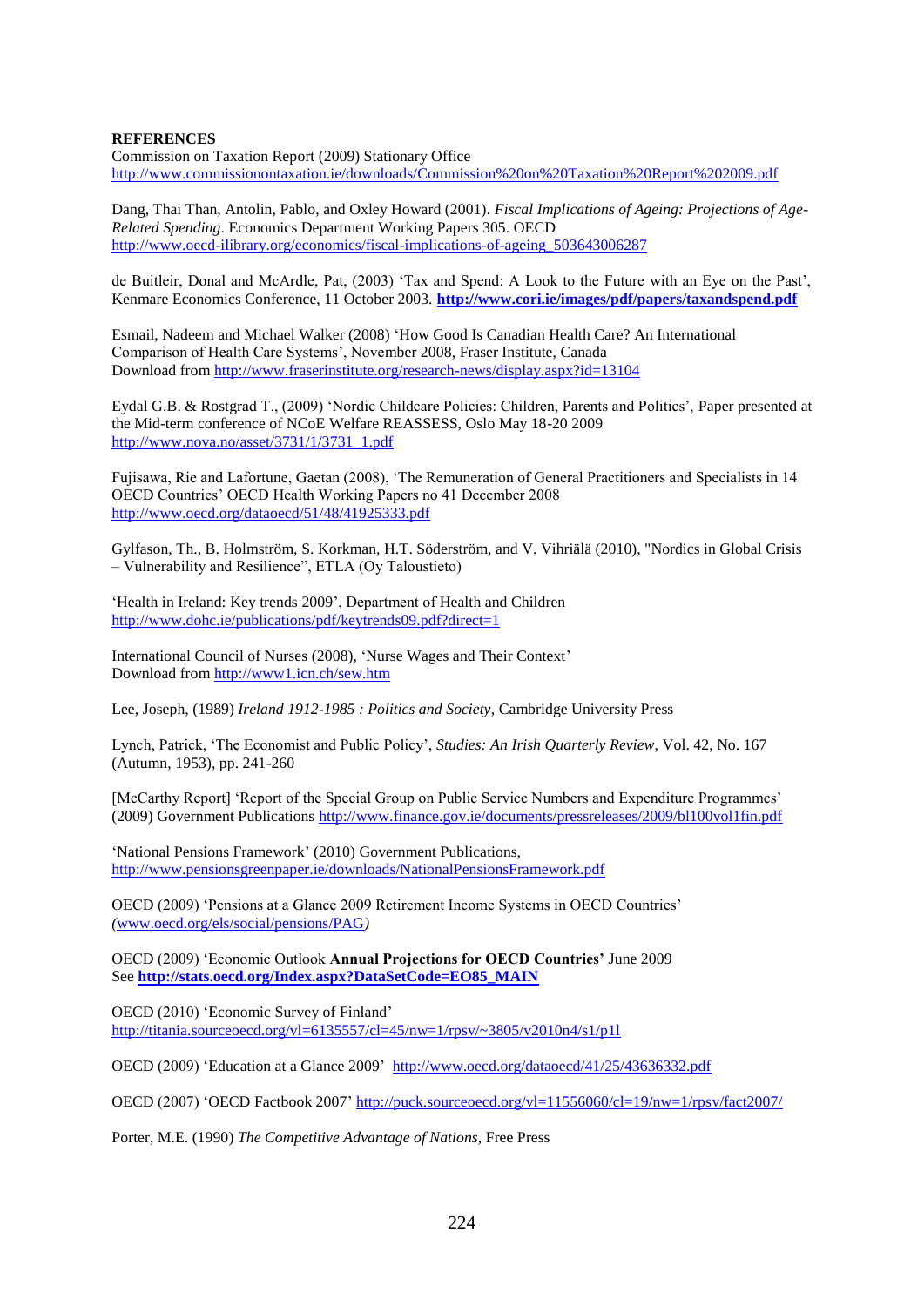**REFERENCES**

Commission on Taxation Report (2009) Stationary Office
http://www.commissionontaxation.ie/downloads/Commission%20on%20Taxation%20Report%202009.pdf

Dang, Thai Than, Antolin, Pablo, and Oxley Howard (2001). *Fiscal Implications of Ageing: Projections of Age-Related Spending*. Economics Department Working Papers 305. OECD
http://www.oecd-ilibrary.org/economics/fiscal-implications-of-ageing_503643006287

de Buitleir, Donal and McArdle, Pat, (2003) 'Tax and Spend: A Look to the Future with an Eye on the Past', Kenmare Economics Conference, 11 October 2003. **http://www.cori.ie/images/pdf/papers/taxandspend.pdf**

Esmail, Nadeem and Michael Walker (2008) 'How Good Is Canadian Health Care? An International Comparison of Health Care Systems', November 2008, Fraser Institute, Canada
Download from http://www.fraserinstitute.org/research-news/display.aspx?id=13104

Eydal G.B. & Rostgrad T., (2009) 'Nordic Childcare Policies: Children, Parents and Politics', Paper presented at the Mid-term conference of NCoE Welfare REASSESS, Oslo May 18-20 2009
http://www.nova.no/asset/3731/1/3731_1.pdf

Fujisawa, Rie and Lafortune, Gaetan (2008), 'The Remuneration of General Practitioners and Specialists in 14 OECD Countries' OECD Health Working Papers no 41 December 2008
http://www.oecd.org/dataoecd/51/48/41925333.pdf

Gylfason, Th., B. Holmström, S. Korkman, H.T. Söderström, and V. Vihriälä (2010), "Nordics in Global Crisis – Vulnerability and Resilience", ETLA (Oy Taloustieto)

'Health in Ireland: Key trends 2009', Department of Health and Children
http://www.dohc.ie/publications/pdf/keytrends09.pdf?direct=1

International Council of Nurses (2008), 'Nurse Wages and Their Context'
Download from http://www1.icn.ch/sew.htm

Lee, Joseph, (1989) *Ireland 1912-1985 : Politics and Society*, Cambridge University Press

Lynch, Patrick, 'The Economist and Public Policy', *Studies: An Irish Quarterly Review*, Vol. 42, No. 167 (Autumn, 1953), pp. 241-260

[McCarthy Report] 'Report of the Special Group on Public Service Numbers and Expenditure Programmes' (2009) Government Publications http://www.finance.gov.ie/documents/pressreleases/2009/bl100vol1fin.pdf

'National Pensions Framework' (2010) Government Publications,
http://www.pensionsgreenpaper.ie/downloads/NationalPensionsFramework.pdf

OECD (2009) 'Pensions at a Glance 2009 Retirement Income Systems in OECD Countries'
*(*www.oecd.org/els/social/pensions/PAG*)*

OECD (2009) 'Economic Outlook **Annual Projections for OECD Countries'** June 2009
See **http://stats.oecd.org/Index.aspx?DataSetCode=EO85_MAIN**

OECD (2010) 'Economic Survey of Finland'
http://titania.sourceoecd.org/vl=6135557/cl=45/nw=1/rpsv/~3805/v2010n4/s1/p1l

OECD (2009) 'Education at a Glance 2009' http://www.oecd.org/dataoecd/41/25/43636332.pdf

OECD (2007) 'OECD Factbook 2007' http://puck.sourceoecd.org/vl=11556060/cl=19/nw=1/rpsv/fact2007/

Porter, M.E. (1990) *The Competitive Advantage of Nations,* Free Press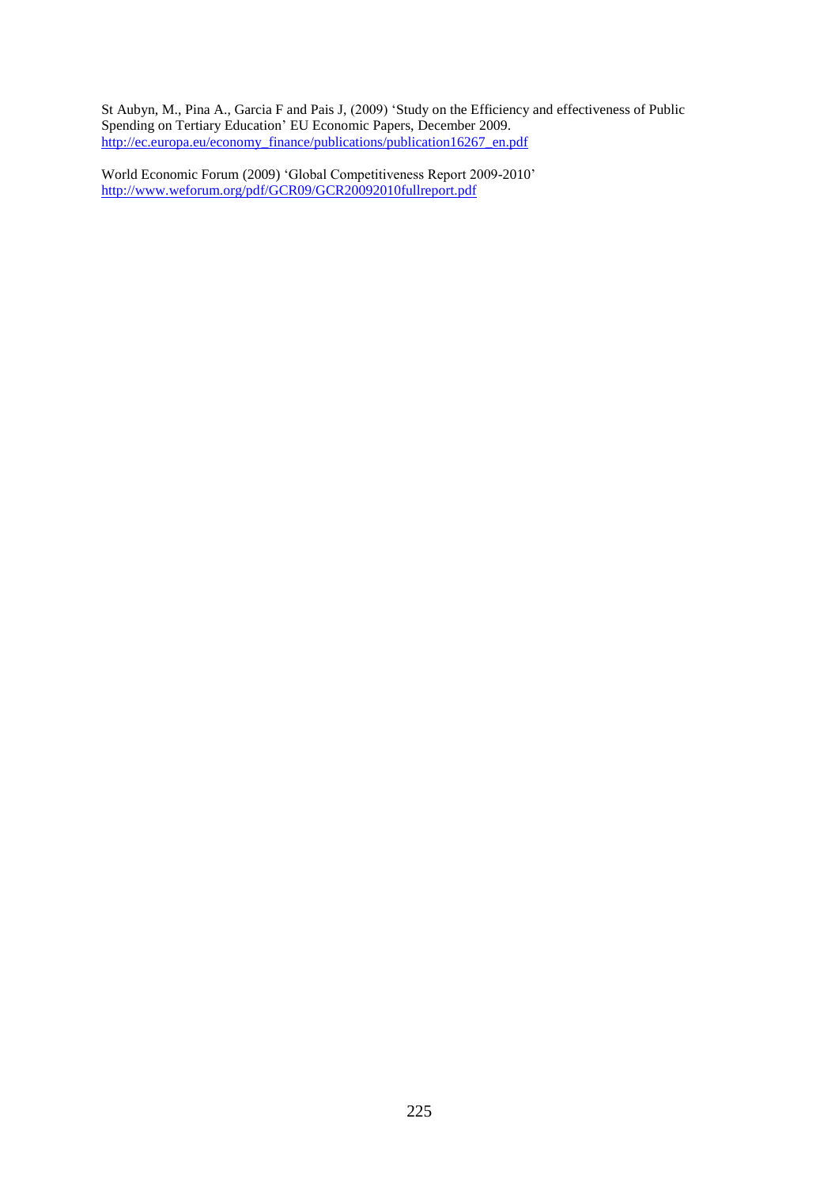St Aubyn, M., Pina A., Garcia F and Pais J, (2009) 'Study on the Efficiency and effectiveness of Public Spending on Tertiary Education' EU Economic Papers, December 2009.
http://ec.europa.eu/economy_finance/publications/publication16267_en.pdf

World Economic Forum (2009) 'Global Competitiveness Report 2009-2010'
http://www.weforum.org/pdf/GCR09/GCR20092010fullreport.pdf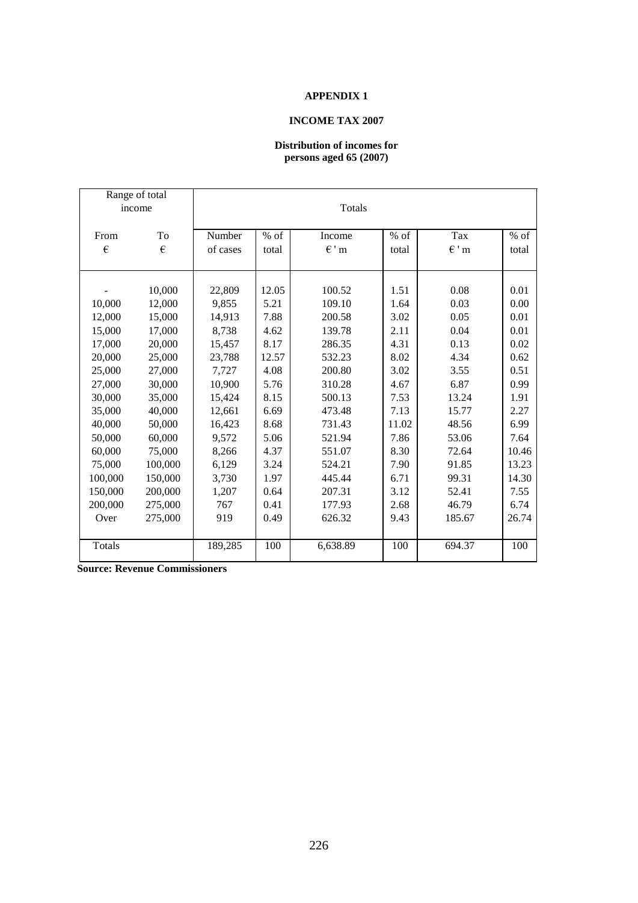**APPENDIX 1**

**INCOME TAX 2007**

**Distribution of incomes for persons aged 65 (2007)**

| Range of total income | | Totals | | | | | |
|---|---|---|---|---|---|---|---|
| From € | To € | Number of cases | % of total | Income € ' m | % of total | Tax € ' m | % of total |
| - | 10,000 | 22,809 | 12.05 | 100.52 | 1.51 | 0.08 | 0.01 |
| 10,000 | 12,000 | 9,855 | 5.21 | 109.10 | 1.64 | 0.03 | 0.00 |
| 12,000 | 15,000 | 14,913 | 7.88 | 200.58 | 3.02 | 0.05 | 0.01 |
| 15,000 | 17,000 | 8,738 | 4.62 | 139.78 | 2.11 | 0.04 | 0.01 |
| 17,000 | 20,000 | 15,457 | 8.17 | 286.35 | 4.31 | 0.13 | 0.02 |
| 20,000 | 25,000 | 23,788 | 12.57 | 532.23 | 8.02 | 4.34 | 0.62 |
| 25,000 | 27,000 | 7,727 | 4.08 | 200.80 | 3.02 | 3.55 | 0.51 |
| 27,000 | 30,000 | 10,900 | 5.76 | 310.28 | 4.67 | 6.87 | 0.99 |
| 30,000 | 35,000 | 15,424 | 8.15 | 500.13 | 7.53 | 13.24 | 1.91 |
| 35,000 | 40,000 | 12,661 | 6.69 | 473.48 | 7.13 | 15.77 | 2.27 |
| 40,000 | 50,000 | 16,423 | 8.68 | 731.43 | 11.02 | 48.56 | 6.99 |
| 50,000 | 60,000 | 9,572 | 5.06 | 521.94 | 7.86 | 53.06 | 7.64 |
| 60,000 | 75,000 | 8,266 | 4.37 | 551.07 | 8.30 | 72.64 | 10.46 |
| 75,000 | 100,000 | 6,129 | 3.24 | 524.21 | 7.90 | 91.85 | 13.23 |
| 100,000 | 150,000 | 3,730 | 1.97 | 445.44 | 6.71 | 99.31 | 14.30 |
| 150,000 | 200,000 | 1,207 | 0.64 | 207.31 | 3.12 | 52.41 | 7.55 |
| 200,000 | 275,000 | 767 | 0.41 | 177.93 | 2.68 | 46.79 | 6.74 |
| Over | 275,000 | 919 | 0.49 | 626.32 | 9.43 | 185.67 | 26.74 |
| Totals | | 189,285 | 100 | 6,638.89 | 100 | 694.37 | 100 |

**Source: Revenue Commissioners**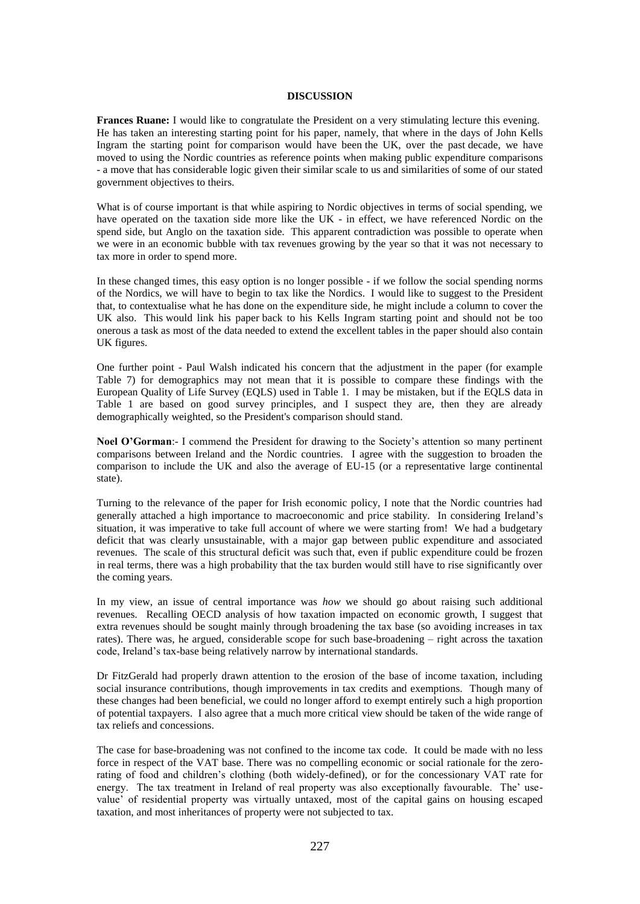**DISCUSSION**

**Frances Ruane:** I would like to congratulate the President on a very stimulating lecture this evening. He has taken an interesting starting point for his paper, namely, that where in the days of John Kells Ingram the starting point for comparison would have been the UK, over the past decade, we have moved to using the Nordic countries as reference points when making public expenditure comparisons - a move that has considerable logic given their similar scale to us and similarities of some of our stated government objectives to theirs.

What is of course important is that while aspiring to Nordic objectives in terms of social spending, we have operated on the taxation side more like the UK - in effect, we have referenced Nordic on the spend side, but Anglo on the taxation side. This apparent contradiction was possible to operate when we were in an economic bubble with tax revenues growing by the year so that it was not necessary to tax more in order to spend more.

In these changed times, this easy option is no longer possible - if we follow the social spending norms of the Nordics, we will have to begin to tax like the Nordics. I would like to suggest to the President that, to contextualise what he has done on the expenditure side, he might include a column to cover the UK also. This would link his paper back to his Kells Ingram starting point and should not be too onerous a task as most of the data needed to extend the excellent tables in the paper should also contain UK figures.

One further point - Paul Walsh indicated his concern that the adjustment in the paper (for example Table 7) for demographics may not mean that it is possible to compare these findings with the European Quality of Life Survey (EQLS) used in Table 1. I may be mistaken, but if the EQLS data in Table 1 are based on good survey principles, and I suspect they are, then they are already demographically weighted, so the President's comparison should stand.

**Noel O'Gorman**:- I commend the President for drawing to the Society's attention so many pertinent comparisons between Ireland and the Nordic countries. I agree with the suggestion to broaden the comparison to include the UK and also the average of EU-15 (or a representative large continental state).

Turning to the relevance of the paper for Irish economic policy, I note that the Nordic countries had generally attached a high importance to macroeconomic and price stability. In considering Ireland's situation, it was imperative to take full account of where we were starting from! We had a budgetary deficit that was clearly unsustainable, with a major gap between public expenditure and associated revenues. The scale of this structural deficit was such that, even if public expenditure could be frozen in real terms, there was a high probability that the tax burden would still have to rise significantly over the coming years.

In my view, an issue of central importance was *how* we should go about raising such additional revenues. Recalling OECD analysis of how taxation impacted on economic growth, I suggest that extra revenues should be sought mainly through broadening the tax base (so avoiding increases in tax rates). There was, he argued, considerable scope for such base-broadening – right across the taxation code, Ireland's tax-base being relatively narrow by international standards.

Dr FitzGerald had properly drawn attention to the erosion of the base of income taxation, including social insurance contributions, though improvements in tax credits and exemptions. Though many of these changes had been beneficial, we could no longer afford to exempt entirely such a high proportion of potential taxpayers. I also agree that a much more critical view should be taken of the wide range of tax reliefs and concessions.

The case for base-broadening was not confined to the income tax code. It could be made with no less force in respect of the VAT base. There was no compelling economic or social rationale for the zero-rating of food and children's clothing (both widely-defined), or for the concessionary VAT rate for energy. The tax treatment in Ireland of real property was also exceptionally favourable. The' use-value' of residential property was virtually untaxed, most of the capital gains on housing escaped taxation, and most inheritances of property were not subjected to tax.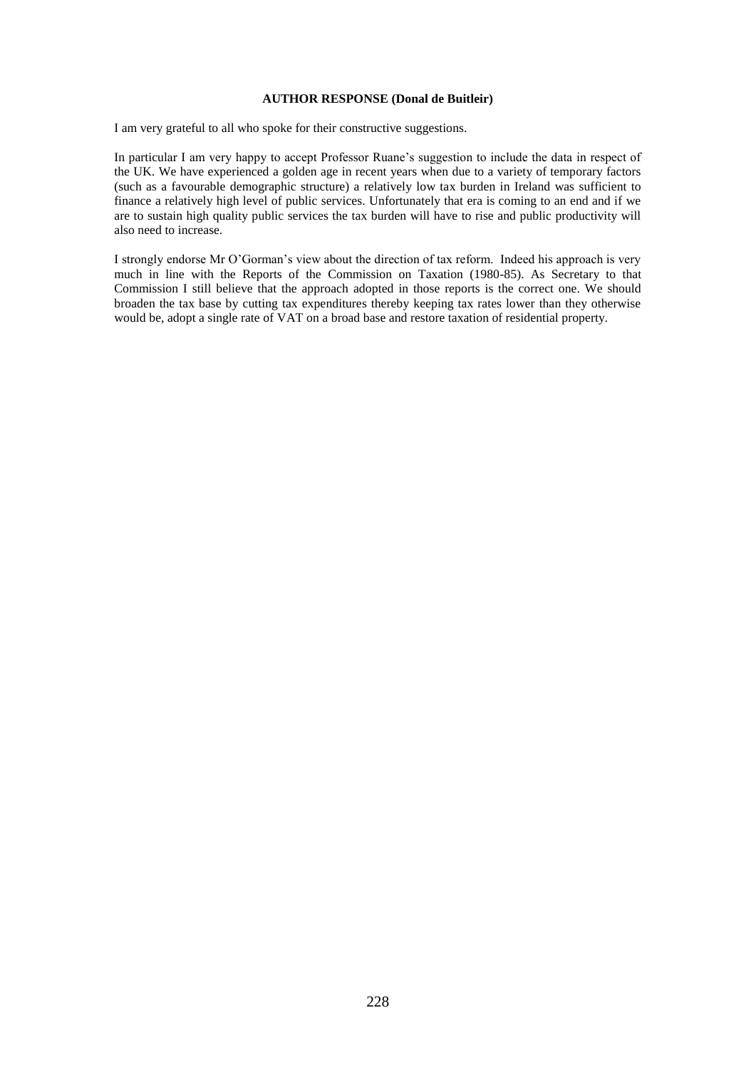**AUTHOR RESPONSE (Donal de Buitleir)**

I am very grateful to all who spoke for their constructive suggestions.

In particular I am very happy to accept Professor Ruane's suggestion to include the data in respect of the UK. We have experienced a golden age in recent years when due to a variety of temporary factors (such as a favourable demographic structure) a relatively low tax burden in Ireland was sufficient to finance a relatively high level of public services. Unfortunately that era is coming to an end and if we are to sustain high quality public services the tax burden will have to rise and public productivity will also need to increase.

I strongly endorse Mr O'Gorman's view about the direction of tax reform. Indeed his approach is very much in line with the Reports of the Commission on Taxation (1980-85). As Secretary to that Commission I still believe that the approach adopted in those reports is the correct one. We should broaden the tax base by cutting tax expenditures thereby keeping tax rates lower than they otherwise would be, adopt a single rate of VAT on a broad base and restore taxation of residential property.